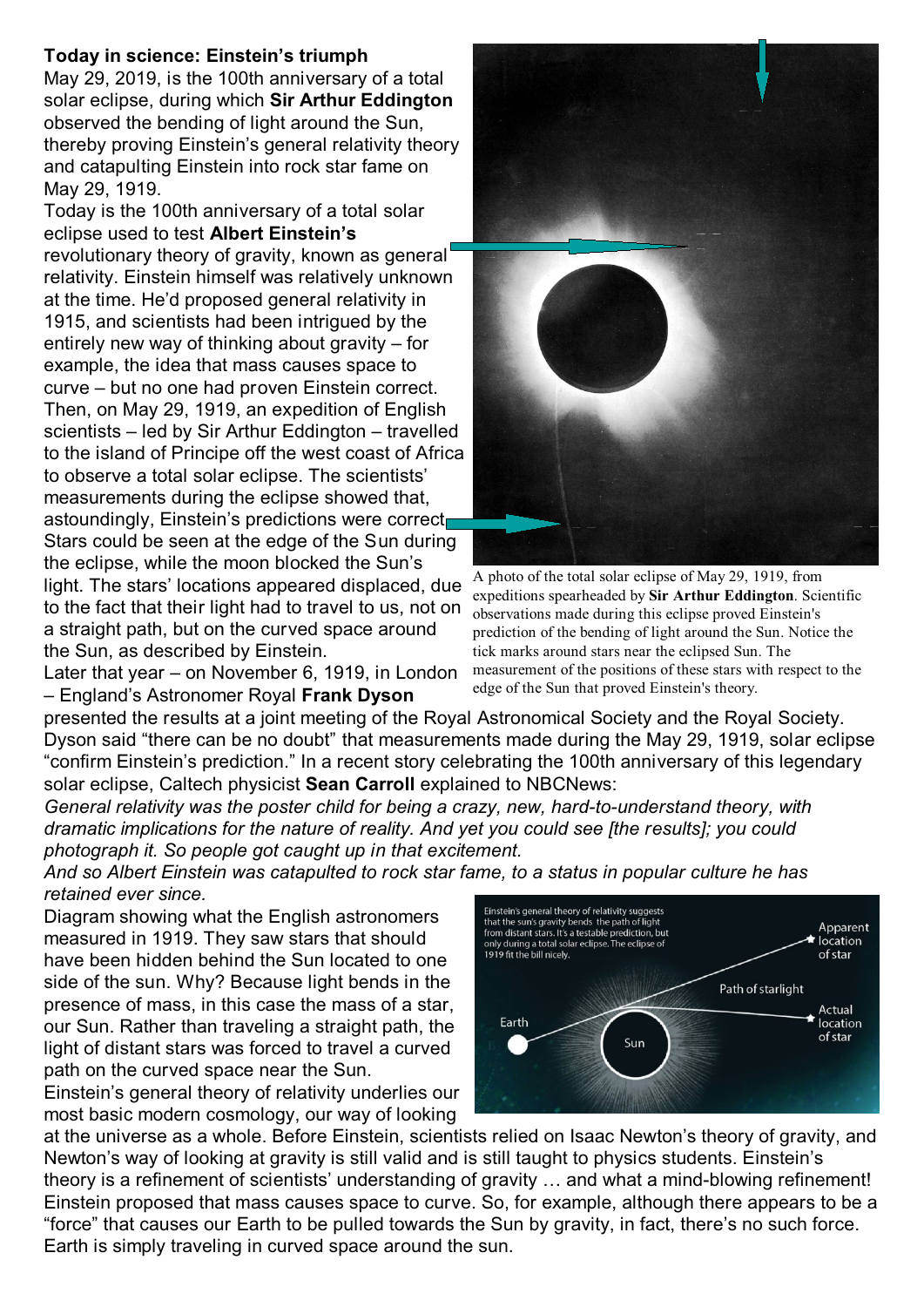**Today in science: Einstein's triumph**

May 29, 2019, is the 100th anniversary of a total solar eclipse, during which **Sir Arthur Eddington** observed the bending of light around the Sun, thereby proving Einstein's general relativity theory and catapulting Einstein into rock star fame on May 29, 1919.

Today is the 100th anniversary of a total solar eclipse used to test **Albert Einstein's** revolutionary theory of gravity, known as general relativity. Einstein himself was relatively unknown at the time. He'd proposed general relativity in 1915, and scientists had been intrigued by the entirely new way of thinking about gravity – for example, the idea that mass causes space to curve – but no one had proven Einstein correct. Then, on May 29, 1919, an expedition of English scientists – led by Sir Arthur Eddington – travelled to the island of Principe off the west coast of Africa to observe a total solar eclipse. The scientists' measurements during the eclipse showed that, astoundingly, Einstein's predictions were correct. Stars could be seen at the edge of the Sun during the eclipse, while the moon blocked the Sun's light. The stars' locations appeared displaced, due to the fact that their light had to travel to us, not on a straight path, but on the curved space around the Sun, as described by Einstein.

A photo of the total solar eclipse of May 29, 1919, from expeditions spearheaded by **Sir Arthur Eddington**. Scientific observations made during this eclipse proved Einstein's prediction of the bending of light around the Sun. Notice the tick marks around stars near the eclipsed Sun. The measurement of the positions of these stars with respect to the edge of the Sun that proved Einstein's theory.

Later that year – on November 6, 1919, in London – England's Astronomer Royal **Frank Dyson** presented the results at a joint meeting of the Royal Astronomical Society and the Royal Society. Dyson said "there can be no doubt" that measurements made during the May 29, 1919, solar eclipse "confirm Einstein's prediction." In a recent story celebrating the 100th anniversary of this legendary solar eclipse, Caltech physicist **Sean Carroll** explained to NBCNews:

*General relativity was the poster child for being a crazy, new, hard-to-understand theory, with dramatic implications for the nature of reality. And yet you could see [the results]; you could photograph it. So people got caught up in that excitement.*

*And so Albert Einstein was catapulted to rock star fame, to a status in popular culture he has retained ever since.*

Diagram showing what the English astronomers measured in 1919. They saw stars that should have been hidden behind the Sun located to one side of the sun. Why? Because light bends in the presence of mass, in this case the mass of a star, our Sun. Rather than traveling a straight path, the light of distant stars was forced to travel a curved path on the curved space near the Sun.

Einstein's general theory of relativity underlies our most basic modern cosmology, our way of looking at the universe as a whole. Before Einstein, scientists relied on Isaac Newton's theory of gravity, and Newton's way of looking at gravity is still valid and is still taught to physics students. Einstein's theory is a refinement of scientists' understanding of gravity … and what a mind-blowing refinement! Einstein proposed that mass causes space to curve. So, for example, although there appears to be a "force" that causes our Earth to be pulled towards the Sun by gravity, in fact, there's no such force. Earth is simply traveling in curved space around the sun.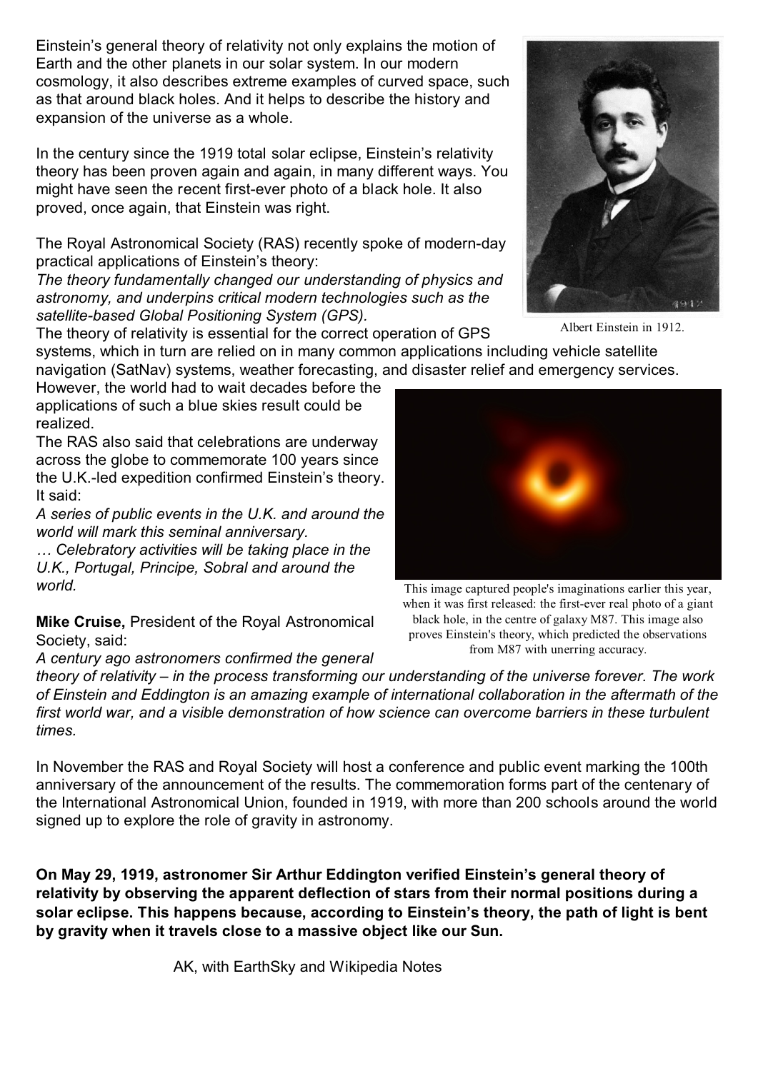Einstein's general theory of relativity not only explains the motion of Earth and the other planets in our solar system. In our modern cosmology, it also describes extreme examples of curved space, such as that around black holes. And it helps to describe the history and expansion of the universe as a whole.

In the century since the 1919 total solar eclipse, Einstein's relativity theory has been proven again and again, in many different ways. You might have seen the recent first-ever photo of a black hole. It also proved, once again, that Einstein was right.

The Royal Astronomical Society (RAS) recently spoke of modern-day practical applications of Einstein's theory:

*The theory fundamentally changed our understanding of physics and astronomy, and underpins critical modern technologies such as the satellite-based Global Positioning System (GPS).*

Albert Einstein in 1912.

The theory of relativity is essential for the correct operation of GPS systems, which in turn are relied on in many common applications including vehicle satellite navigation (SatNav) systems, weather forecasting, and disaster relief and emergency services.

However, the world had to wait decades before the applications of such a blue skies result could be realized.

The RAS also said that celebrations are underway across the globe to commemorate 100 years since the U.K.-led expedition confirmed Einstein's theory. It said:

*A series of public events in the U.K. and around the world will mark this seminal anniversary.*

*… Celebratory activities will be taking place in the U.K., Portugal, Principe, Sobral and around the world.*

This image captured people's imaginations earlier this year, when it was first released: the first-ever real photo of a giant black hole, in the centre of galaxy M87. This image also proves Einstein's theory, which predicted the observations from M87 with unerring accuracy.

**Mike Cruise,** President of the Royal Astronomical Society, said:

*A century ago astronomers confirmed the general theory of relativity – in the process transforming our understanding of the universe forever. The work of Einstein and Eddington is an amazing example of international collaboration in the aftermath of the first world war, and a visible demonstration of how science can overcome barriers in these turbulent times.*

In November the RAS and Royal Society will host a conference and public event marking the 100th anniversary of the announcement of the results. The commemoration forms part of the centenary of the International Astronomical Union, founded in 1919, with more than 200 schools around the world signed up to explore the role of gravity in astronomy.

**On May 29, 1919, astronomer Sir Arthur Eddington verified Einstein's general theory of relativity by observing the apparent deflection of stars from their normal positions during a solar eclipse. This happens because, according to Einstein's theory, the path of light is bent by gravity when it travels close to a massive object like our Sun.**

AK, with EarthSky and Wikipedia Notes